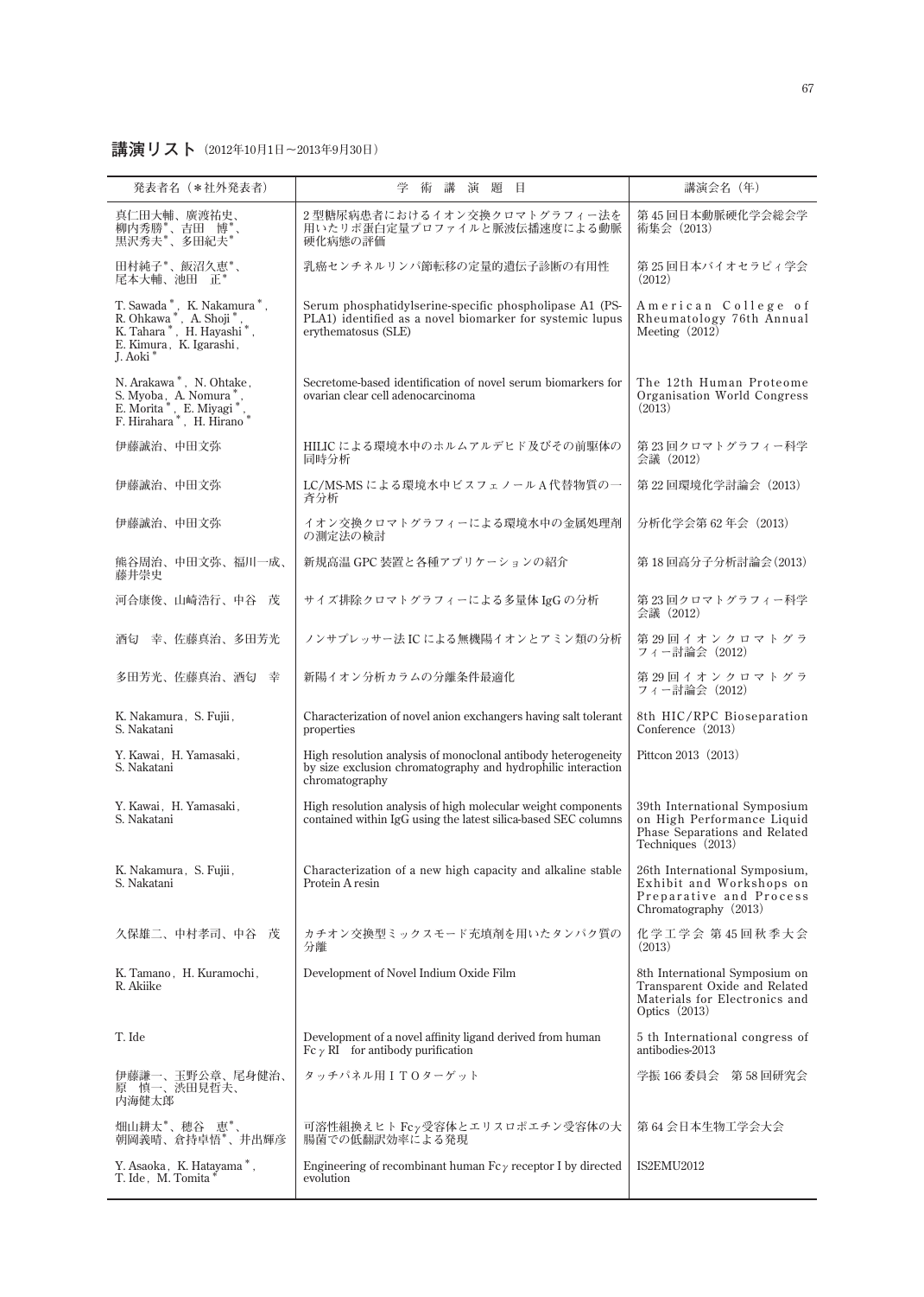## 講演リスト（2012年10月1日～2013年9月30日）

| 発表者名（＊社外発表者） | 学　術　講　演　題　目 | 講演会名（年） |
|---|---|---|
| 真仁田大輔、廣渡祐史、柳内秀勝*、吉田　博*、黒沢秀夫*、多田紀夫* | 2 型糖尿病患者におけるイオン交換クロマトグラフィー法を用いたリポ蛋白定量プロファイルと脈波伝播速度による動脈硬化病態の評価 | 第 45 回日本動脈硬化学会総会学術集会（2013） |
| 田村純子*、飯沼久恵*、尾本大輔、池田　正* | 乳癌センチネルリンパ節転移の定量的遺伝子診断の有用性 | 第 25 回日本バイオセラピィ学会（2012） |
| T. Sawada*, K. Nakamura*, R. Ohkawa*, A. Shoji*, K. Tahara*, H. Hayashi*, E. Kimura, K. Igarashi, J. Aoki* | Serum phosphatidylserine-specific phospholipase A1 (PS-PLA1) identified as a novel biomarker for systemic lupus erythematosus (SLE) | American College of Rheumatology 76th Annual Meeting（2012） |
| N. Arakawa*, N. Ohtake, S. Myoba, A. Nomura*, E. Morita*, E. Miyagi*, F. Hirahara*, H. Hirano* | Secretome-based identification of novel serum biomarkers for ovarian clear cell adenocarcinoma | The 12th Human Proteome Organisation World Congress（2013） |
| 伊藤誠治、中田文弥 | HILIC による環境水中のホルムアルデヒド及びその前駆体の同時分析 | 第 23 回クロマトグラフィー科学会議（2012） |
| 伊藤誠治、中田文弥 | LC/MS-MS による環境水中ビスフェノール A 代替物質の一斉分析 | 第 22 回環境化学討論会（2013） |
| 伊藤誠治、中田文弥 | イオン交換クロマトグラフィーによる環境水中の金属処理剤の測定法の検討 | 分析化学会第 62 年会（2013） |
| 熊谷周治、中田文弥、福川一成、藤井崇史 | 新規高温 GPC 装置と各種アプリケーションの紹介 | 第 18 回高分子分析討論会(2013) |
| 河合康俊、山崎浩行、中谷　茂 | サイズ排除クロマトグラフィーによる多量体 IgG の分析 | 第 23 回クロマトグラフィー科学会議（2012） |
| 酒匂　幸、佐藤真治、多田芳光 | ノンサプレッサー法 IC による無機陽イオンとアミン類の分析 | 第 29 回イオンクロマトグラフィー討論会（2012） |
| 多田芳光、佐藤真治、酒匂　幸 | 新陽イオン分析カラムの分離条件最適化 | 第 29 回イオンクロマトグラフィー討論会（2012） |
| K. Nakamura, S. Fujii, S. Nakatani | Characterization of novel anion exchangers having salt tolerant properties | 8th HIC/RPC Bioseparation Conference（2013） |
| Y. Kawai, H. Yamasaki, S. Nakatani | High resolution analysis of monoclonal antibody heterogeneity by size exclusion chromatography and hydrophilic interaction chromatography | Pittcon 2013（2013） |
| Y. Kawai, H. Yamasaki, S. Nakatani | High resolution analysis of high molecular weight components contained within IgG using the latest silica-based SEC columns | 39th International Symposium on High Performance Liquid Phase Separations and Related Techniques（2013） |
| K. Nakamura, S. Fujii, S. Nakatani | Characterization of a new high capacity and alkaline stable Protein A resin | 26th International Symposium, Exhibit and Workshops on Preparative and Process Chromatography（2013） |
| 久保雄二、中村孝司、中谷　茂 | カチオン交換型ミックスモード充填剤を用いたタンパク質の分離 | 化学工学会 第 45 回秋季大会（2013） |
| K. Tamano, H. Kuramochi, R. Akiike | Development of Novel Indium Oxide Film | 8th International Symposium on Transparent Oxide and Related Materials for Electronics and Optics（2013） |
| T. Ide | Development of a novel affinity ligand derived from human Fc$\gamma$ RI　for antibody purification | 5 th International congress of antibodies-2013 |
| 伊藤謙一、玉野公章、尾身健治、原　慎一、渋田見哲夫、内海健太郎 | タッチパネル用ＩＴＯターゲット | 学振 166 委員会　第 58 回研究会 |
| 畑山耕太*、穂谷　恵*、朝岡義晴、倉持卓悟*、井出輝彦 | 可溶性組換えヒト Fc$\gamma$ 受容体とエリスロポエチン受容体の大腸菌での低翻訳効率による発現 | 第 64 会日本生物工学会大会 |
| Y. Asaoka, K. Hatayama*, T. Ide, M. Tomita* | Engineering of recombinant human Fc$\gamma$ receptor I by directed evolution | IS2EMU2012 |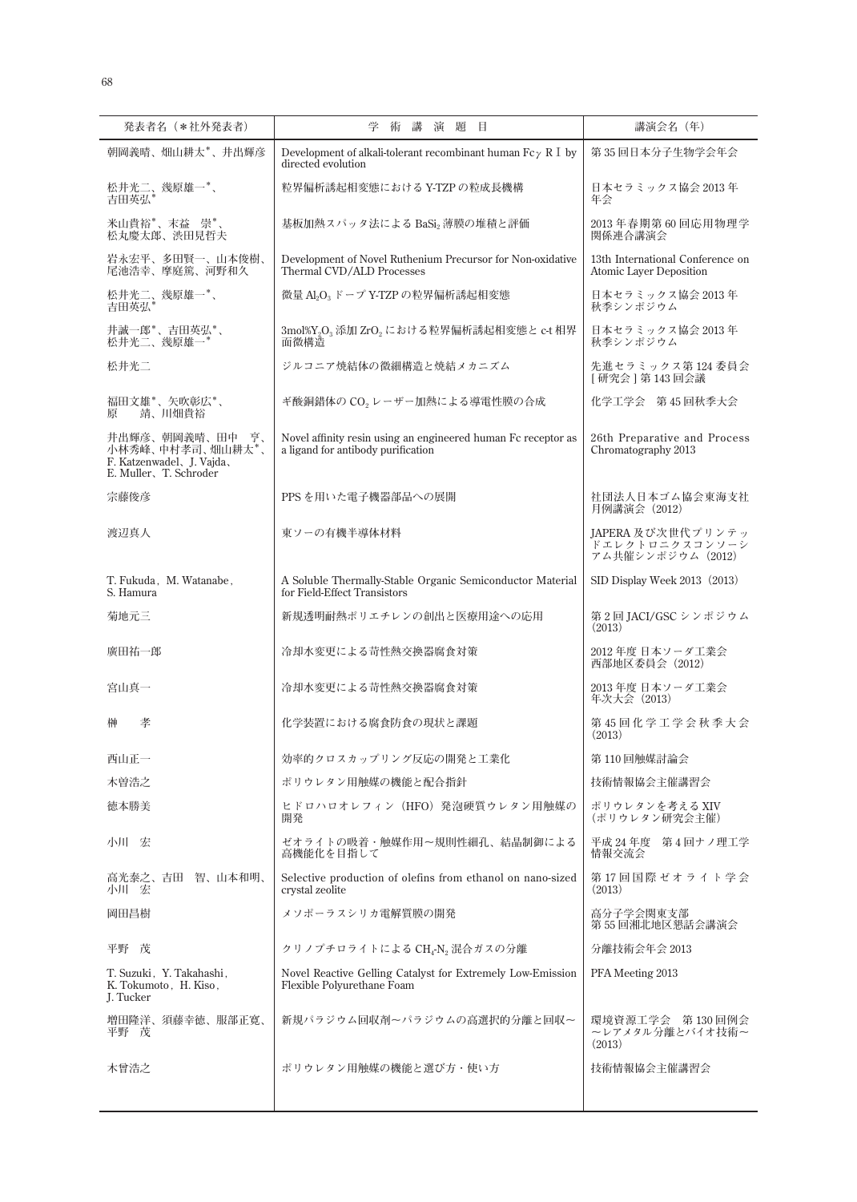| 発表者名（＊社外発表者） | 学　術　講　演　題　目 | 講演会名（年） |
| --- | --- | --- |
| 朝岡義晴、畑山耕太＊、井出輝彦 | Development of alkali-tolerant recombinant human Fcγ R I by directed evolution | 第 35 回日本分子生物学会年会 |
| 松井光二、幾原雄一＊、吉田英弘＊ | 粒界偏析誘起相変態における Y-TZP の粒成長機構 | 日本セラミックス協会 2013 年年会 |
| 米山貴裕＊、末益　崇＊、松丸慶太郎、渋田見哲夫 | 基板加熱スパッタ法による $BaSi_2$ 薄膜の堆積と評価 | 2013 年春期第 60 回応用物理学関係連合講演会 |
| 岩永宏平、多田賢一、山本俊樹、尾池浩幸、摩庭篤、河野和久 | Development of Novel Ruthenium Precursor for Non-oxidative Thermal CVD/ALD Processes | 13th International Conference on Atomic Layer Deposition |
| 松井光二、幾原雄一＊、吉田英弘＊ | 微量 $Al_2O_3$ ドープ Y-TZP の粒界偏析誘起相変態 | 日本セラミックス協会 2013 年秋季シンポジウム |
| 井誠一郎＊、吉田英弘＊、松井光二、幾原雄一＊ | 3mol%$Y_2O_3$ 添加 $ZrO_2$ における粒界偏析誘起相変態と c-t 相界面微構造 | 日本セラミックス協会 2013 年秋季シンポジウム |
| 松井光二 | ジルコニア焼結体の微細構造と焼結メカニズム | 先進セラミックス第 124 委員会［研究会］第 143 回会議 |
| 福田文雄＊、矢吹彰広＊、原　　靖、川畑貴裕 | ギ酸銅錯体の $CO_2$ レーザー加熱による導電性膜の合成 | 化学工学会　第 45 回秋季大会 |
| 井出輝彦、朝岡義晴、田中　亨、小林秀峰、中村孝司、畑山耕太＊、F. Katzenwadel、J. Vajda、E. Muller、T. Schroder | Novel affinity resin using an engineered human Fc receptor as a ligand for antibody purification | 26th Preparative and Process Chromatography 2013 |
| 宗藤俊彦 | PPS を用いた電子機器部品への展開 | 社団法人日本ゴム協会東海支社月例講演会（2012） |
| 渡辺真人 | 東ソーの有機半導体材料 | JAPERA 及び次世代プリンテッドエレクトロニクスコンソーシアム共催シンポジウム（2012） |
| T. Fukuda，M. Watanabe，S. Hamura | A Soluble Thermally-Stable Organic Semiconductor Material for Field-Effect Transistors | SID Display Week 2013（2013） |
| 菊地元三 | 新規透明耐熱ポリエチレンの創出と医療用途への応用 | 第 2 回 JACI/GSC シンポジウム（2013） |
| 廣田祐一郎 | 冷却水変更による苛性熱交換器腐食対策 | 2012 年度 日本ソーダ工業会西部地区委員会（2012） |
| 宮山真一 | 冷却水変更による苛性熱交換器腐食対策 | 2013 年度 日本ソーダ工業会年次大会（2013） |
| 榊　　孝 | 化学装置における腐食防食の現状と課題 | 第 45 回化学工学会秋季大会（2013） |
| 西山正一 | 効率的クロスカップリング反応の開発と工業化 | 第 110 回触媒討論会 |
| 木曽浩之 | ポリウレタン用触媒の機能と配合指針 | 技術情報協会主催講習会 |
| 徳本勝美 | ヒドロハロオレフィン（HFO）発泡硬質ウレタン用触媒の開発 | ポリウレタンを考える XIV（ポリウレタン研究会主催） |
| 小川　宏 | ゼオライトの吸着・触媒作用～規則性細孔、結晶制御による高機能化を目指して | 平成 24 年度　第 4 回ナノ理工学情報交流会 |
| 高光泰之、吉田　智、山本和明、小川　宏 | Selective production of olefins from ethanol on nano-sized crystal zeolite | 第 17 回国際ゼオライト学会（2013） |
| 岡田昌樹 | メソポーラスシリカ電解質膜の開発 | 高分子学会関東支部第 55 回湘北地区懇話会講演会 |
| 平野　茂 | クリノプチロライトによる $CH_4$-$N_2$ 混合ガスの分離 | 分離技術会年会 2013 |
| T. Suzuki，Y. Takahashi，K. Tokumoto，H. Kiso，J. Tucker | Novel Reactive Gelling Catalyst for Extremely Low-Emission Flexible Polyurethane Foam | PFA Meeting 2013 |
| 増田隆洋、須藤幸徳、服部正寛、平野　茂 | 新規パラジウム回収剤～パラジウムの高選択的分離と回収～ | 環境資源工学会　第 130 回例会～レアメタル分離とバイオ技術～（2013） |
| 木曽浩之 | ポリウレタン用触媒の機能と選び方・使い方 | 技術情報協会主催講習会 |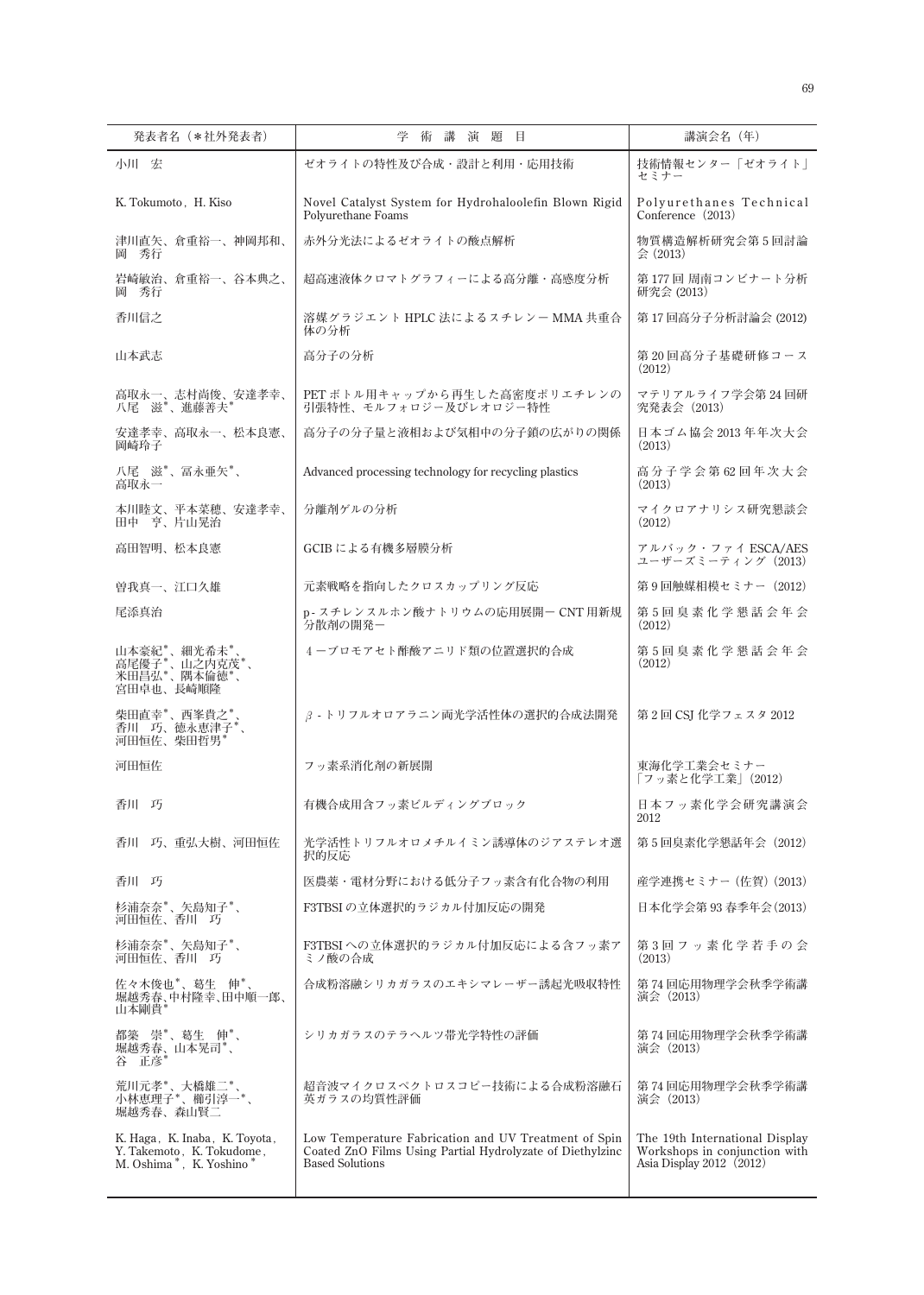| 発表者名（＊社外発表者） | 学　術　講　演　題　目 | 講演会名（年） |
|---|---|---|
| 小川　宏 | ゼオライトの特性及び合成・設計と利用・応用技術 | 技術情報センター「ゼオライト」セミナー |
| K. Tokumoto, H. Kiso | Novel Catalyst System for Hydrohaloolefin Blown Rigid Polyurethane Foams | Polyurethanes Technical Conference（2013） |
| 津川直矢、倉重裕一、神岡邦和、岡　秀行 | 赤外分光法によるゼオライトの酸点解析 | 物質構造解析研究会第5回討論会 (2013) |
| 岩崎敏治、倉重裕一、谷本典之、岡　秀行 | 超高速液体クロマトグラフィーによる高分離・高感度分析 | 第177回 周南コンビナート分析研究会 (2013) |
| 香川信之 | 溶媒グラジエント HPLC 法によるスチレン－ MMA 共重合体の分析 | 第17回高分子分析討論会 (2012) |
| 山本武志 | 高分子の分析 | 第20回高分子基礎研修コース（2012） |
| 高取永一、志村尚俊、安達孝幸、八尾　滋*、進藤善夫* | PET ボトル用キャップから再生した高密度ポリエチレンの引張特性、モルフォロジー及びレオロジー特性 | マテリアルライフ学会第24回研究発表会（2013） |
| 安達孝幸、高取永一、松本良憲、岡崎玲子 | 高分子の分子量と液相および気相中の分子鎖の広がりの関係 | 日本ゴム協会 2013 年年次大会（2013） |
| 八尾　滋*、冨永亜矢*、高取永一 | Advanced processing technology for recycling plastics | 高分子学会第62回年次大会（2013） |
| 本川睦文、平本菜穂、安達孝幸、田中　亨、片山晃治 | 分離剤ゲルの分析 | マイクロアナリシス研究懇談会（2012） |
| 高田智明、松本良憲 | GCIB による有機多層膜分析 | アルバック・ファイ ESCA/AES ユーザーズミーティング（2013） |
| 曽我真一、江口久雄 | 元素戦略を指向したクロスカップリング反応 | 第9回触媒相模セミナー（2012） |
| 尾添真治 | p-スチレンスルホン酸ナトリウムの応用展開－ CNT 用新規分散剤の開発－ | 第5回臭素化学懇話会年会（2012） |
| 山本豪紀*、細光希未*、高尾優子*、山之内克茂*、米田昌弘*、隅本倫徳*、宮田卓也、長崎順隆 | 4－ブロモアセト酢酸アニリド類の位置選択的合成 | 第5回臭素化学懇話会年会（2012） |
| 柴田直幸*、西峯貴之*、香川　巧、徳永恵津子*、河田恒佐、柴田哲男* | β-トリフルオロアラニン両光学活性体の選択的合成法開発 | 第2回 CSJ 化学フェスタ 2012 |
| 河田恒佐 | フッ素系消化剤の新展開 | 東海化学工業会セミナー「フッ素と化学工業」（2012） |
| 香川　巧 | 有機合成用含フッ素ビルディングブロック | 日本フッ素化学会研究講演会 2012 |
| 香川　巧、重弘大樹、河田恒佐 | 光学活性トリフルオロメチルイミン誘導体のジアステレオ選択的反応 | 第5回臭素化学懇話年会（2012） |
| 香川　巧 | 医農薬・電材分野における低分子フッ素含有化合物の利用 | 産学連携セミナー（佐賀）（2013） |
| 杉浦奈奈*、矢島知子*、河田恒佐、香川　巧 | F3TBSI の立体選択的ラジカル付加反応の開発 | 日本化学会第93春季年会(2013) |
| 杉浦奈奈*、矢島知子*、河田恒佐、香川　巧 | F3TBSI への立体選択的ラジカル付加反応による含フッ素アミノ酸の合成 | 第3回フッ素化学若手の会（2013） |
| 佐々木俊也*、葛生　伸*、堀越秀春、中村隆幸、田中順一郎、山本剛貴* | 合成粉溶融シリカガラスのエキシマレーザー誘起光吸収特性 | 第74回応用物理学会秋季学術講演会（2013） |
| 都築　崇*、葛生　伸*、堀越秀春、山本晃司*、谷　正彦* | シリカガラスのテラヘルツ帯光学特性の評価 | 第74回応用物理学会秋季学術講演会（2013） |
| 荒川元孝*、大橋雄二*、小林恵理子*、櫛引淳一*、堀越秀春、森山賢二 | 超音波マイクロスペクトロスコピー技術による合成粉溶融石英ガラスの均質性評価 | 第74回応用物理学会秋季学術講演会（2013） |
| K. Haga, K. Inaba, K. Toyota, Y. Takemoto, K. Tokudome, M. Oshima*, K. Yoshino* | Low Temperature Fabrication and UV Treatment of Spin Coated ZnO Films Using Partial Hydrolyzate of Diethylzinc Based Solutions | The 19th International Display Workshops in conjunction with Asia Display 2012（2012） |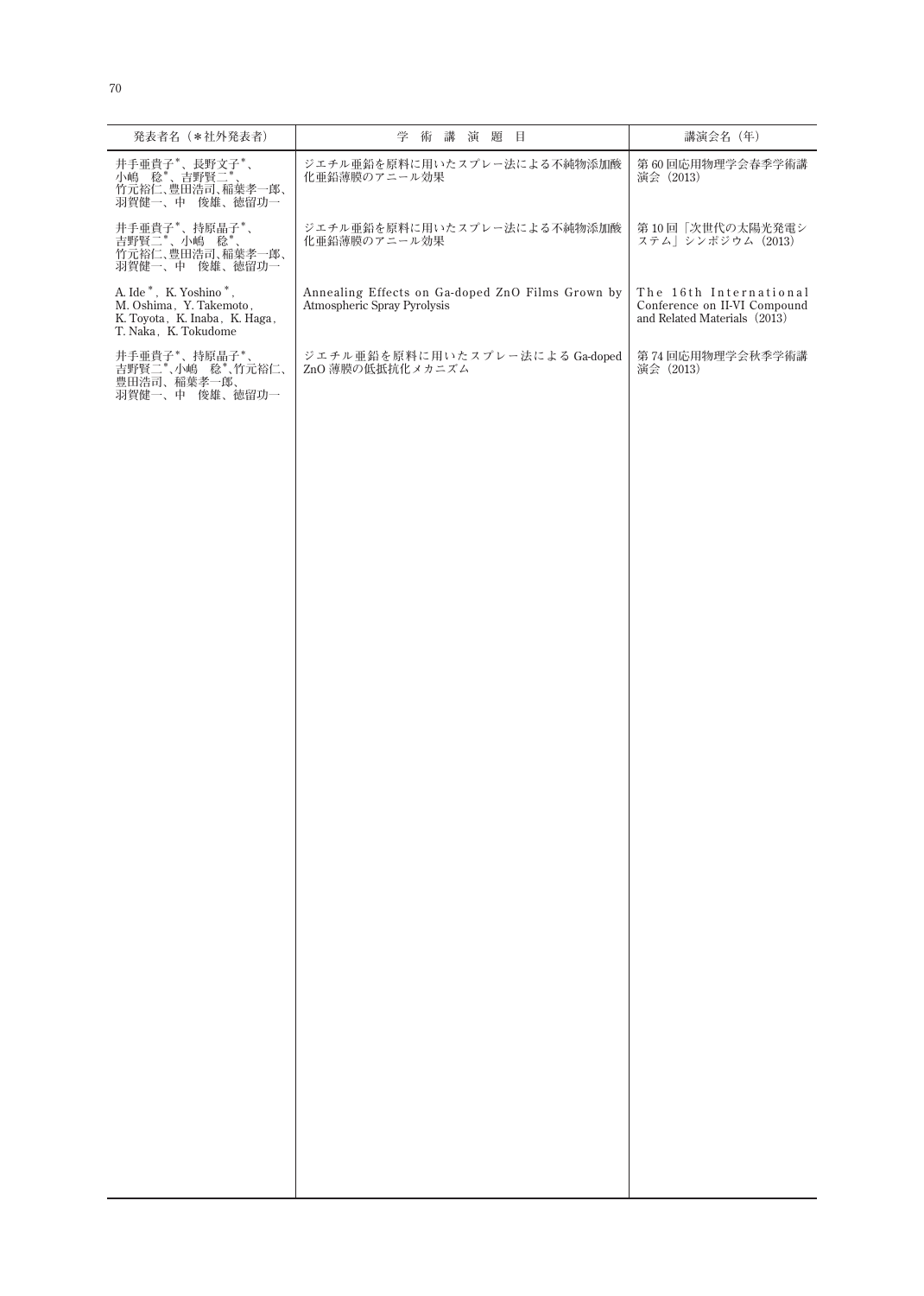| 発表者名（*社外発表者） | 学 術 講 演 題 目 | 講演会名（年） |
| --- | --- | --- |
| 井手亜貴子*、長野文子*、小嶋　稔*、吉野賢二*、竹元裕仁、豊田浩司、稲葉孝一郎、羽賀健一、中　俊雄、徳留功一 | ジエチル亜鉛を原料に用いたスプレー法による不純物添加酸化亜鉛薄膜のアニール効果 | 第60回応用物理学会春季学術講演会（2013） |
| 井手亜貴子*、持原晶子*、吉野賢二*、小嶋　稔*、竹元裕仁、豊田浩司、稲葉孝一郎、羽賀健一、中　俊雄、徳留功一 | ジエチル亜鉛を原料に用いたスプレー法による不純物添加酸化亜鉛薄膜のアニール効果 | 第10回「次世代の太陽光発電システム」シンポジウム（2013） |
| A. Ide*, K. Yoshino*, M. Oshima, Y. Takemoto, K. Toyota, K. Inaba, K. Haga, T. Naka, K. Tokudome | Annealing Effects on Ga-doped ZnO Films Grown by Atmospheric Spray Pyrolysis | The 16th International Conference on II-VI Compound and Related Materials（2013） |
| 井手亜貴子*、持原晶子*、吉野賢二*、小嶋　稔*、竹元裕仁、豊田浩司、稲葉孝一郎、羽賀健一、中　俊雄、徳留功一 | ジエチル亜鉛を原料に用いたスプレー法によるGa-doped ZnO薄膜の低抵抗化メカニズム | 第74回応用物理学会秋季学術講演会（2013） |